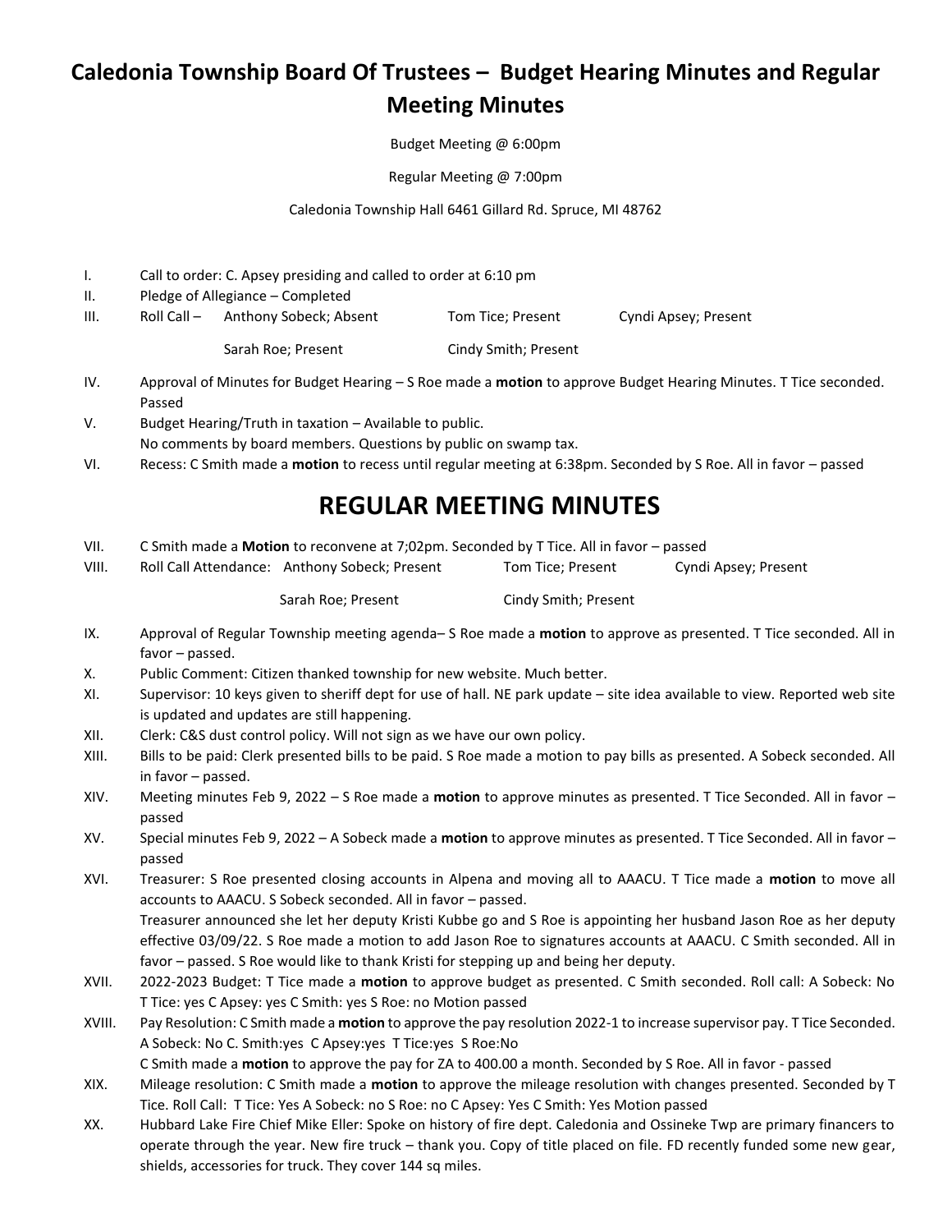# Caledonia Township Board Of Trustees – Budget Hearing Minutes and Regular Meeting Minutes

Budget Meeting @ 6:00pm

Regular Meeting @ 7:00pm

Caledonia Township Hall 6461 Gillard Rd. Spruce, MI 48762

I. Call to order: C. Apsey presiding and called to order at 6:10 pm

II. Pledge of Allegiance – Completed

III. Roll Call – Anthony Sobeck; Absent Tom Tice; Present Cyndi Apsey; Present

Sarah Roe; Present Cindy Smith; Present

IV. Approval of Minutes for Budget Hearing – S Roe made a **motion** to approve Budget Hearing Minutes. T Tice seconded. Passed

V. Budget Hearing/Truth in taxation – Available to public.
No comments by board members. Questions by public on swamp tax.

VI. Recess: C Smith made a **motion** to recess until regular meeting at 6:38pm. Seconded by S Roe. All in favor – passed

# REGULAR MEETING MINUTES

VII. C Smith made a **Motion** to reconvene at 7;02pm. Seconded by T Tice. All in favor – passed

VIII. Roll Call Attendance: Anthony Sobeck; Present Tom Tice; Present Cyndi Apsey; Present

Sarah Roe; Present Cindy Smith; Present

IX. Approval of Regular Township meeting agenda– S Roe made a **motion** to approve as presented. T Tice seconded. All in favor – passed.

X. Public Comment: Citizen thanked township for new website. Much better.

XI. Supervisor: 10 keys given to sheriff dept for use of hall. NE park update – site idea available to view. Reported web site is updated and updates are still happening.

XII. Clerk: C&S dust control policy. Will not sign as we have our own policy.

XIII. Bills to be paid: Clerk presented bills to be paid. S Roe made a motion to pay bills as presented. A Sobeck seconded. All in favor – passed.

XIV. Meeting minutes Feb 9, 2022 – S Roe made a **motion** to approve minutes as presented. T Tice Seconded. All in favor – passed

XV. Special minutes Feb 9, 2022 – A Sobeck made a **motion** to approve minutes as presented. T Tice Seconded. All in favor – passed

XVI. Treasurer: S Roe presented closing accounts in Alpena and moving all to AAACU. T Tice made a **motion** to move all accounts to AAACU. S Sobeck seconded. All in favor – passed.
Treasurer announced she let her deputy Kristi Kubbe go and S Roe is appointing her husband Jason Roe as her deputy effective 03/09/22. S Roe made a motion to add Jason Roe to signatures accounts at AAACU. C Smith seconded. All in favor – passed. S Roe would like to thank Kristi for stepping up and being her deputy.

XVII. 2022-2023 Budget: T Tice made a **motion** to approve budget as presented. C Smith seconded. Roll call: A Sobeck: No T Tice: yes C Apsey: yes C Smith: yes S Roe: no Motion passed

XVIII. Pay Resolution: C Smith made a **motion** to approve the pay resolution 2022-1 to increase supervisor pay. T Tice Seconded. A Sobeck: No C. Smith:yes C Apsey:yes T Tice:yes S Roe:No
C Smith made a **motion** to approve the pay for ZA to 400.00 a month. Seconded by S Roe. All in favor - passed

XIX. Mileage resolution: C Smith made a **motion** to approve the mileage resolution with changes presented. Seconded by T Tice. Roll Call: T Tice: Yes A Sobeck: no S Roe: no C Apsey: Yes C Smith: Yes Motion passed

XX. Hubbard Lake Fire Chief Mike Eller: Spoke on history of fire dept. Caledonia and Ossineke Twp are primary financers to operate through the year. New fire truck – thank you. Copy of title placed on file. FD recently funded some new gear, shields, accessories for truck. They cover 144 sq miles.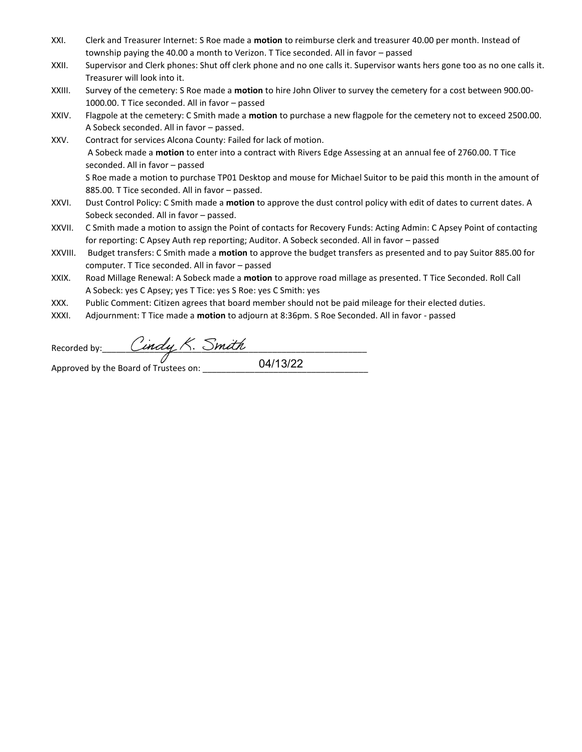XXI. Clerk and Treasurer Internet: S Roe made a **motion** to reimburse clerk and treasurer 40.00 per month. Instead of township paying the 40.00 a month to Verizon. T Tice seconded. All in favor – passed

XXII. Supervisor and Clerk phones: Shut off clerk phone and no one calls it. Supervisor wants hers gone too as no one calls it. Treasurer will look into it.

XXIII. Survey of the cemetery: S Roe made a **motion** to hire John Oliver to survey the cemetery for a cost between 900.00-1000.00. T Tice seconded. All in favor – passed

XXIV. Flagpole at the cemetery: C Smith made a **motion** to purchase a new flagpole for the cemetery not to exceed 2500.00. A Sobeck seconded. All in favor – passed.

XXV. Contract for services Alcona County: Failed for lack of motion.
A Sobeck made a **motion** to enter into a contract with Rivers Edge Assessing at an annual fee of 2760.00. T Tice seconded. All in favor – passed
S Roe made a motion to purchase TP01 Desktop and mouse for Michael Suitor to be paid this month in the amount of 885.00. T Tice seconded. All in favor – passed.

XXVI. Dust Control Policy: C Smith made a **motion** to approve the dust control policy with edit of dates to current dates. A Sobeck seconded. All in favor – passed.

XXVII. C Smith made a motion to assign the Point of contacts for Recovery Funds: Acting Admin: C Apsey Point of contacting for reporting: C Apsey Auth rep reporting; Auditor. A Sobeck seconded. All in favor – passed

XXVIII. Budget transfers: C Smith made a **motion** to approve the budget transfers as presented and to pay Suitor 885.00 for computer. T Tice seconded. All in favor – passed

XXIX. Road Millage Renewal: A Sobeck made a **motion** to approve road millage as presented. T Tice Seconded. Roll Call
A Sobeck: yes C Apsey; yes T Tice: yes S Roe: yes C Smith: yes

XXX. Public Comment: Citizen agrees that board member should not be paid mileage for their elected duties.

XXXI. Adjournment: T Tice made a **motion** to adjourn at 8:36pm. S Roe Seconded. All in favor - passed

Recorded by: Cindy K. Smith

Approved by the Board of Trustees on: 04/13/22